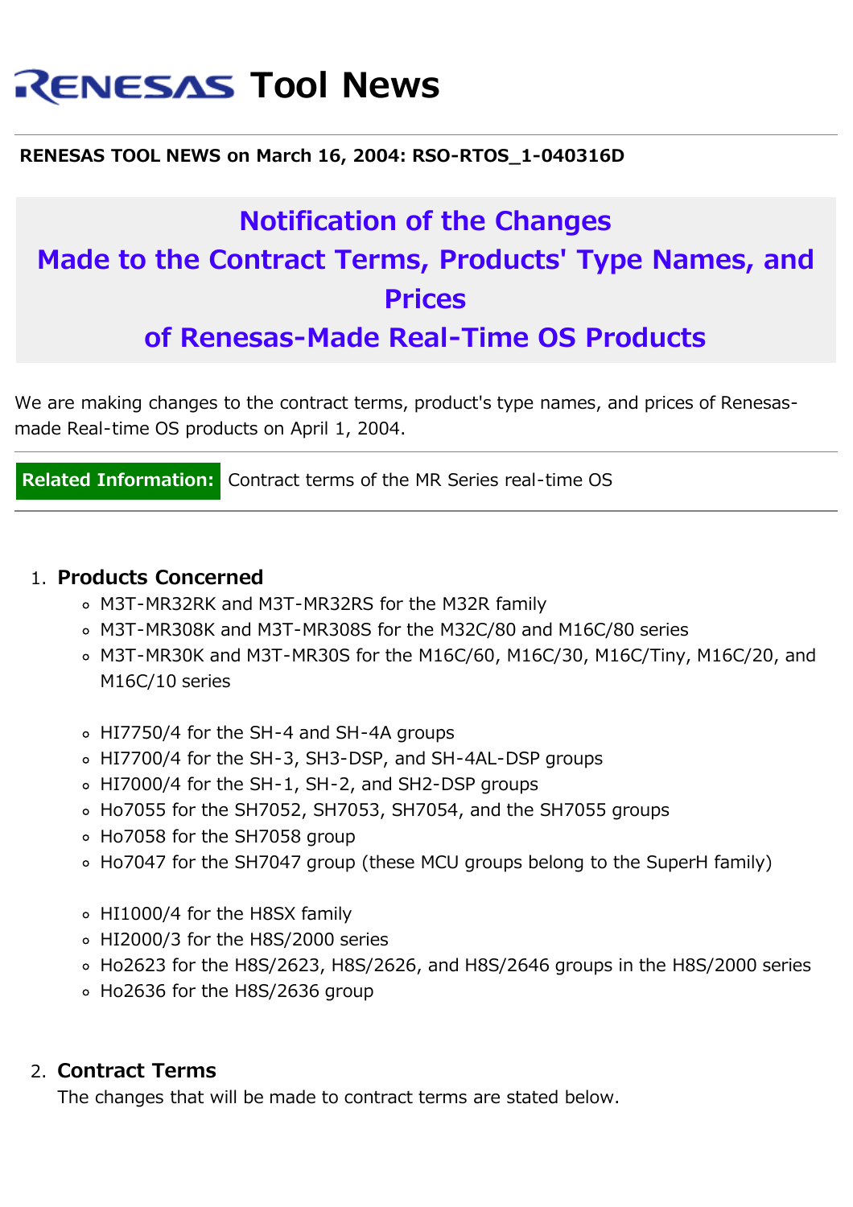# RENESAS Tool News

**RENESAS TOOL NEWS on March 16, 2004: RSO-RTOS_1-040316D**

## Notification of the Changes Made to the Contract Terms, Products' Type Names, and Prices of Renesas-Made Real-Time OS Products

We are making changes to the contract terms, product's type names, and prices of Renesas-made Real-time OS products on April 1, 2004.

**Related Information:** Contract terms of the MR Series real-time OS

1. **Products Concerned**
    - M3T-MR32RK and M3T-MR32RS for the M32R family
    - M3T-MR308K and M3T-MR308S for the M32C/80 and M16C/80 series
    - M3T-MR30K and M3T-MR30S for the M16C/60, M16C/30, M16C/Tiny, M16C/20, and M16C/10 series

    - HI7750/4 for the SH-4 and SH-4A groups
    - HI7700/4 for the SH-3, SH3-DSP, and SH-4AL-DSP groups
    - HI7000/4 for the SH-1, SH-2, and SH2-DSP groups
    - Ho7055 for the SH7052, SH7053, SH7054, and the SH7055 groups
    - Ho7058 for the SH7058 group
    - Ho7047 for the SH7047 group (these MCU groups belong to the SuperH family)

    - HI1000/4 for the H8SX family
    - HI2000/3 for the H8S/2000 series
    - Ho2623 for the H8S/2623, H8S/2626, and H8S/2646 groups in the H8S/2000 series
    - Ho2636 for the H8S/2636 group

2. **Contract Terms**
    The changes that will be made to contract terms are stated below.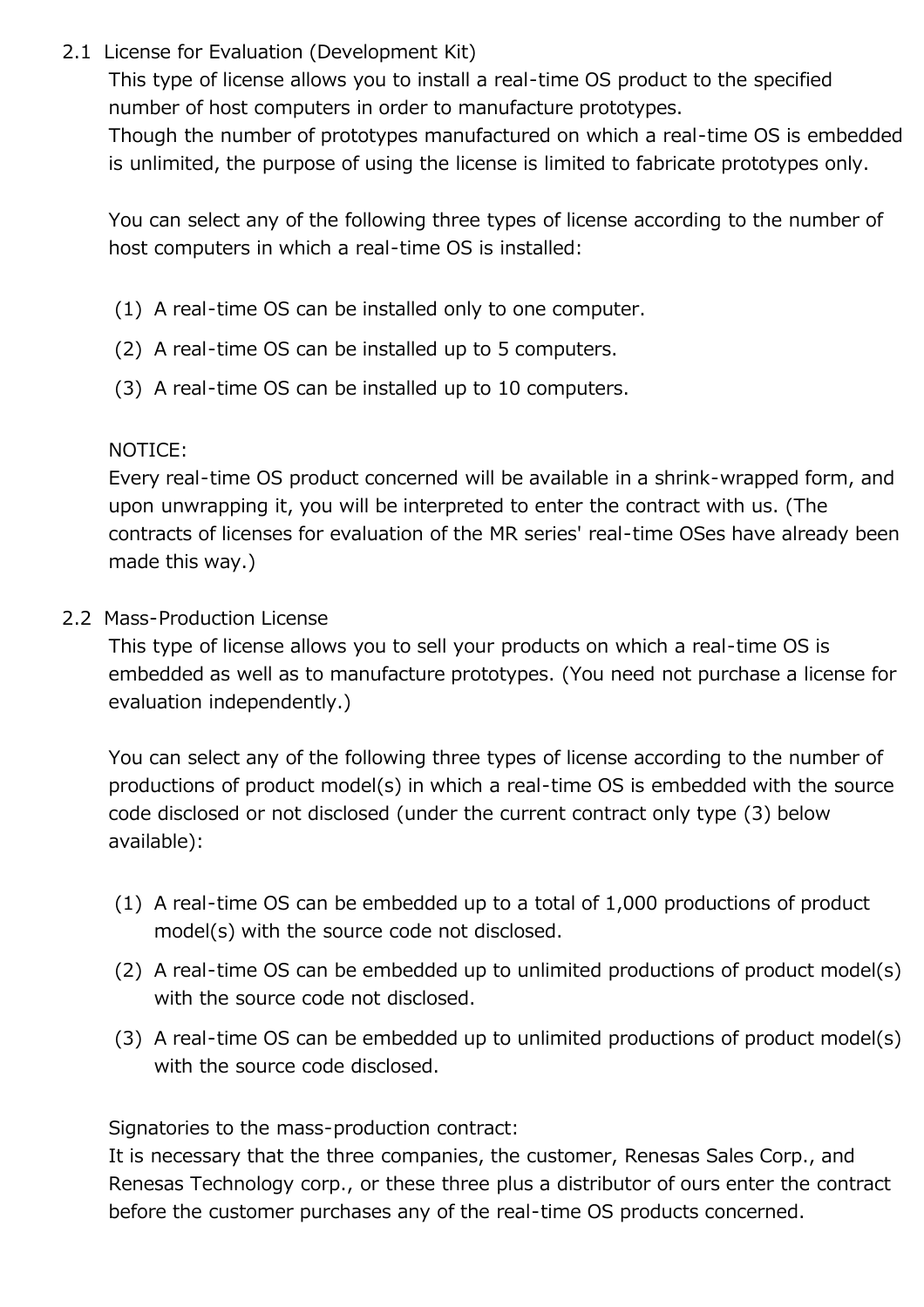### 2.1 License for Evaluation (Development Kit)

This type of license allows you to install a real-time OS product to the specified number of host computers in order to manufacture prototypes.
Though the number of prototypes manufactured on which a real-time OS is embedded is unlimited, the purpose of using the license is limited to fabricate prototypes only.

You can select any of the following three types of license according to the number of host computers in which a real-time OS is installed:

(1) A real-time OS can be installed only to one computer.

(2) A real-time OS can be installed up to 5 computers.

(3) A real-time OS can be installed up to 10 computers.

NOTICE:
Every real-time OS product concerned will be available in a shrink-wrapped form, and upon unwrapping it, you will be interpreted to enter the contract with us. (The contracts of licenses for evaluation of the MR series' real-time OSes have already been made this way.)

### 2.2 Mass-Production License

This type of license allows you to sell your products on which a real-time OS is embedded as well as to manufacture prototypes. (You need not purchase a license for evaluation independently.)

You can select any of the following three types of license according to the number of productions of product model(s) in which a real-time OS is embedded with the source code disclosed or not disclosed (under the current contract only type (3) below available):

(1) A real-time OS can be embedded up to a total of 1,000 productions of product model(s) with the source code not disclosed.

(2) A real-time OS can be embedded up to unlimited productions of product model(s) with the source code not disclosed.

(3) A real-time OS can be embedded up to unlimited productions of product model(s) with the source code disclosed.

Signatories to the mass-production contract:
It is necessary that the three companies, the customer, Renesas Sales Corp., and Renesas Technology corp., or these three plus a distributor of ours enter the contract before the customer purchases any of the real-time OS products concerned.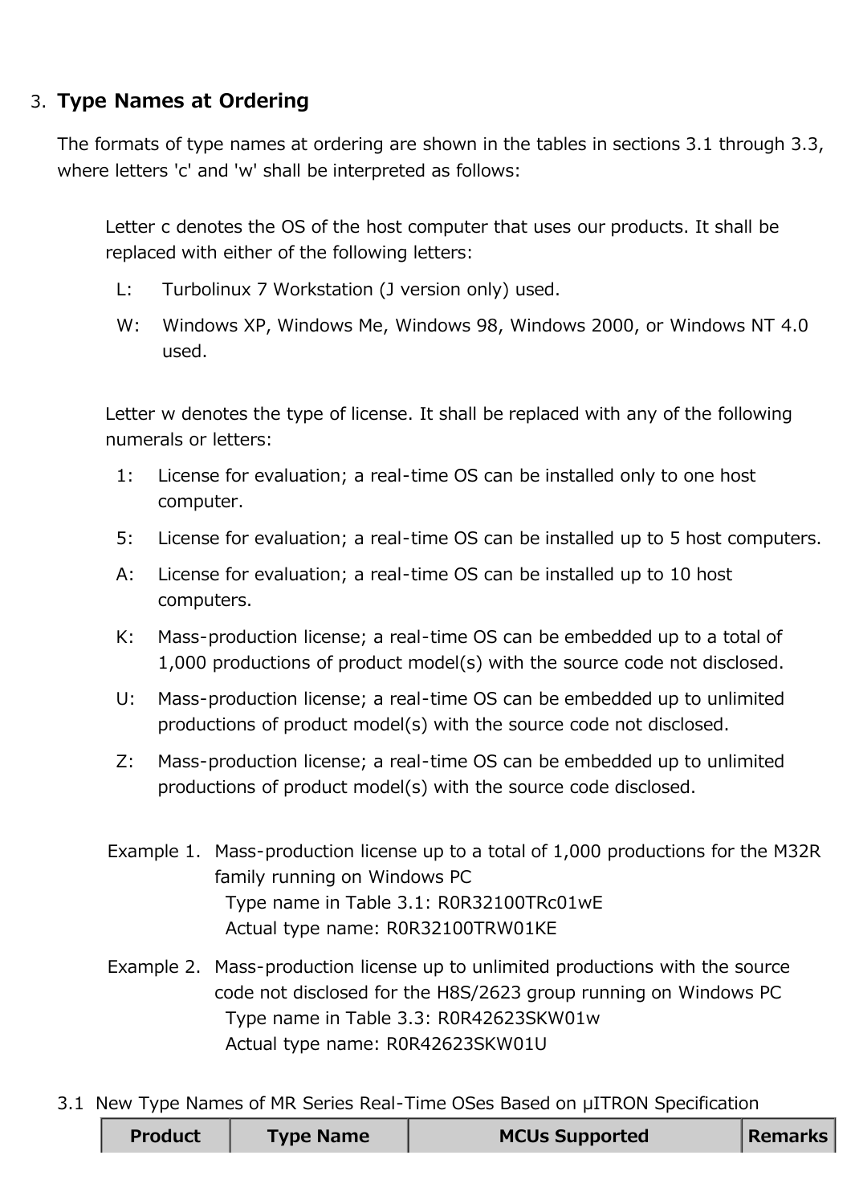## 3. Type Names at Ordering

The formats of type names at ordering are shown in the tables in sections 3.1 through 3.3, where letters 'c' and 'w' shall be interpreted as follows:

Letter c denotes the OS of the host computer that uses our products. It shall be replaced with either of the following letters:

- L: Turbolinux 7 Workstation (J version only) used.
- W: Windows XP, Windows Me, Windows 98, Windows 2000, or Windows NT 4.0 used.

Letter w denotes the type of license. It shall be replaced with any of the following numerals or letters:

- 1: License for evaluation; a real-time OS can be installed only to one host computer.
- 5: License for evaluation; a real-time OS can be installed up to 5 host computers.
- A: License for evaluation; a real-time OS can be installed up to 10 host computers.
- K: Mass-production license; a real-time OS can be embedded up to a total of 1,000 productions of product model(s) with the source code not disclosed.
- U: Mass-production license; a real-time OS can be embedded up to unlimited productions of product model(s) with the source code not disclosed.
- Z: Mass-production license; a real-time OS can be embedded up to unlimited productions of product model(s) with the source code disclosed.

Example 1. Mass-production license up to a total of 1,000 productions for the M32R family running on Windows PC
Type name in Table 3.1: R0R32100TRc01wE
Actual type name: R0R32100TRW01KE

Example 2. Mass-production license up to unlimited productions with the source code not disclosed for the H8S/2623 group running on Windows PC
Type name in Table 3.3: R0R42623SKW01w
Actual type name: R0R42623SKW01U

### 3.1 New Type Names of MR Series Real-Time OSes Based on μITRON Specification

| Product | Type Name | MCUs Supported | Remarks |
|---|---|---|---|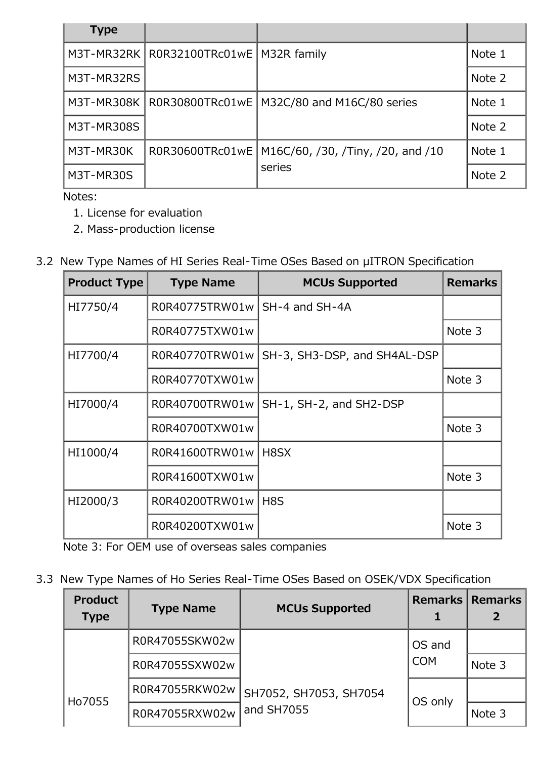| Type | | | |
|---|---|---|---|
| M3T-MR32RK | R0R32100TRc01wE | M32R family | Note 1 |
| M3T-MR32RS | | | Note 2 |
| M3T-MR308K | R0R30800TRc01wE | M32C/80 and M16C/80 series | Note 1 |
| M3T-MR308S | | | Note 2 |
| M3T-MR30K | R0R30600TRc01wE | M16C/60, /30, /Tiny, /20, and /10 series | Note 1 |
| M3T-MR30S | | | Note 2 |

Notes:

1. License for evaluation
2. Mass-production license

3.2 New Type Names of HI Series Real-Time OSes Based on μITRON Specification

| Product Type | Type Name | MCUs Supported | Remarks |
|---|---|---|---|
| HI7750/4 | R0R40775TRW01w | SH-4 and SH-4A | |
| | R0R40775TXW01w | | Note 3 |
| HI7700/4 | R0R40770TRW01w | SH-3, SH3-DSP, and SH4AL-DSP | |
| | R0R40770TXW01w | | Note 3 |
| HI7000/4 | R0R40700TRW01w | SH-1, SH-2, and SH2-DSP | |
| | R0R40700TXW01w | | Note 3 |
| HI1000/4 | R0R41600TRW01w | H8SX | |
| | R0R41600TXW01w | | Note 3 |
| HI2000/3 | R0R40200TRW01w | H8S | |
| | R0R40200TXW01w | | Note 3 |

Note 3: For OEM use of overseas sales companies

3.3 New Type Names of Ho Series Real-Time OSes Based on OSEK/VDX Specification

| Product Type | Type Name | MCUs Supported | Remarks 1 | Remarks 2 |
|---|---|---|---|---|
| Ho7055 | R0R47055SKW02w | SH7052, SH7053, SH7054 and SH7055 | OS and COM | |
| | R0R47055SXW02w | | | Note 3 |
| | R0R47055RKW02w | | OS only | |
| | R0R47055RXW02w | | | Note 3 |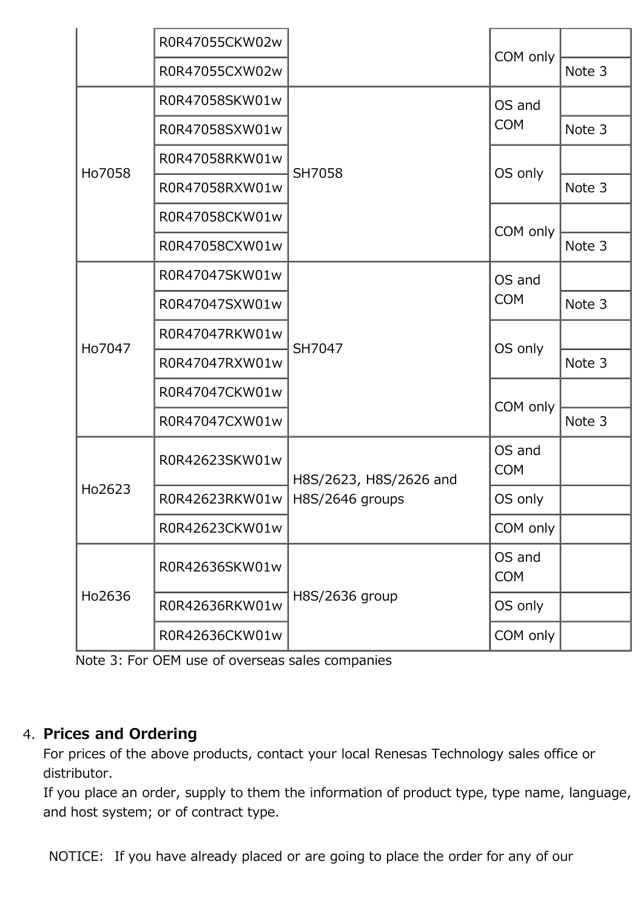|  |  |  |  |  |
|---|---|---|---|---|
|  | R0R47055CKW02w |  | COM only |  |
|  | R0R47055CXW02w |  |  | Note 3 |
| Ho7058 | R0R47058SKW01w | SH7058 | OS and COM |  |
|  | R0R47058SXW01w |  |  | Note 3 |
|  | R0R47058RKW01w |  | OS only |  |
|  | R0R47058RXW01w |  |  | Note 3 |
|  | R0R47058CKW01w |  | COM only |  |
|  | R0R47058CXW01w |  |  | Note 3 |
| Ho7047 | R0R47047SKW01w | SH7047 | OS and COM |  |
|  | R0R47047SXW01w |  |  | Note 3 |
|  | R0R47047RKW01w |  | OS only |  |
|  | R0R47047RXW01w |  |  | Note 3 |
|  | R0R47047CKW01w |  | COM only |  |
|  | R0R47047CXW01w |  |  | Note 3 |
| Ho2623 | R0R42623SKW01w | H8S/2623, H8S/2626 and H8S/2646 groups | OS and COM |  |
|  | R0R42623RKW01w |  | OS only |  |
|  | R0R42623CKW01w |  | COM only |  |
| Ho2636 | R0R42636SKW01w | H8S/2636 group | OS and COM |  |
|  | R0R42636RKW01w |  | OS only |  |
|  | R0R42636CKW01w |  | COM only |  |

Note 3: For OEM use of overseas sales companies

4. **Prices and Ordering**

   For prices of the above products, contact your local Renesas Technology sales office or distributor.
   If you place an order, supply to them the information of product type, type name, language, and host system; or of contract type.

NOTICE: If you have already placed or are going to place the order for any of our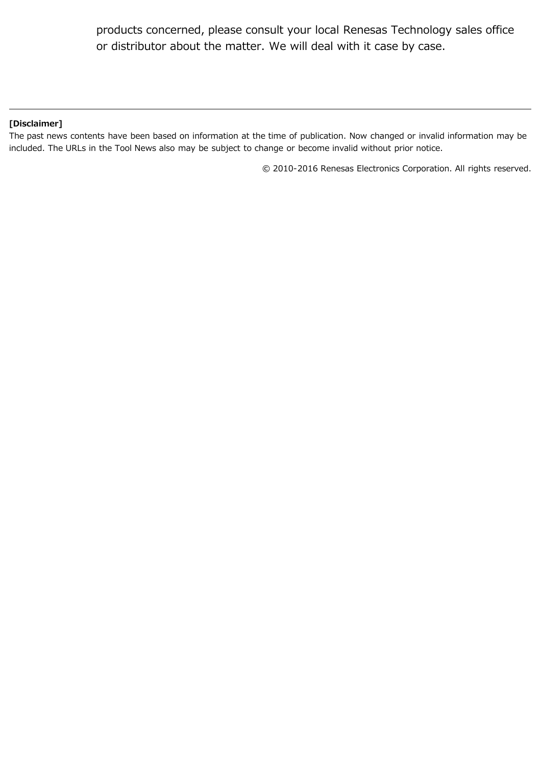products concerned, please consult your local Renesas Technology sales office or distributor about the matter. We will deal with it case by case.

---

**[Disclaimer]**

The past news contents have been based on information at the time of publication. Now changed or invalid information may be included. The URLs in the Tool News also may be subject to change or become invalid without prior notice.

© 2010-2016 Renesas Electronics Corporation. All rights reserved.